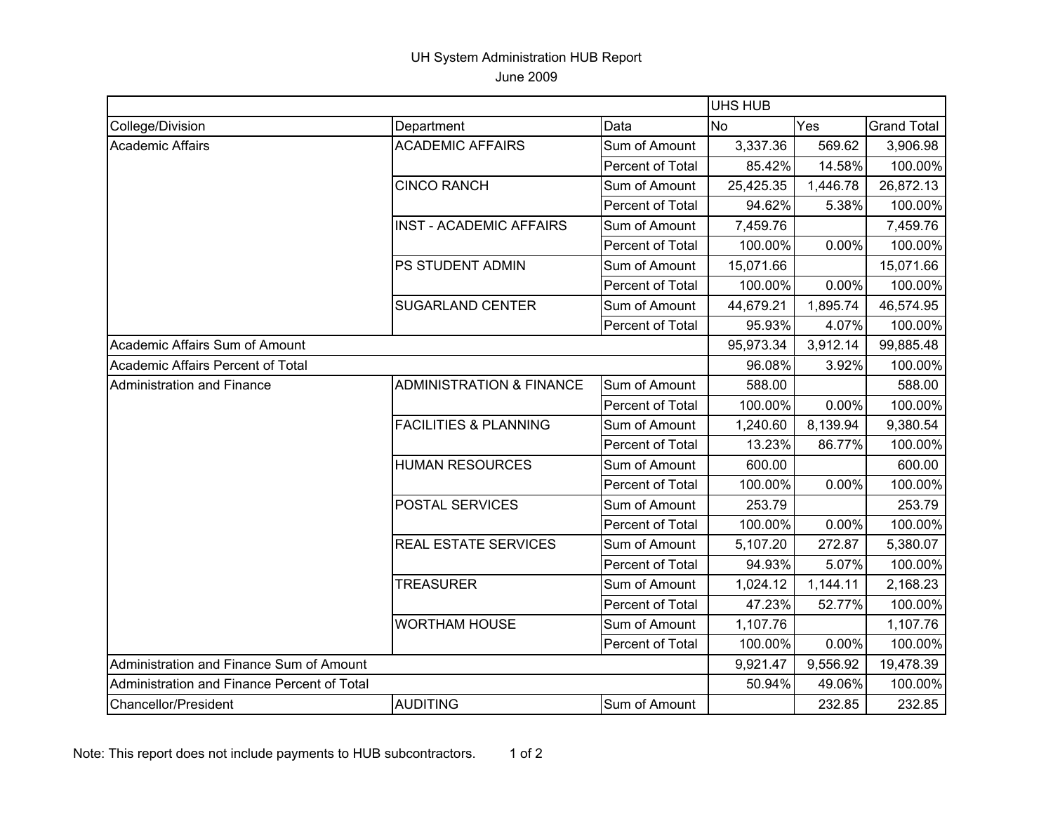# UH System Administration HUB Report

June 2009

| | | | UHS HUB | | |
|---|---|---|---|---|---|
| College/Division | Department | Data | No | Yes | Grand Total |
| Academic Affairs | ACADEMIC AFFAIRS | Sum of Amount | 3,337.36 | 569.62 | 3,906.98 |
| | | Percent of Total | 85.42% | 14.58% | 100.00% |
| | CINCO RANCH | Sum of Amount | 25,425.35 | 1,446.78 | 26,872.13 |
| | | Percent of Total | 94.62% | 5.38% | 100.00% |
| | INST - ACADEMIC AFFAIRS | Sum of Amount | 7,459.76 | | 7,459.76 |
| | | Percent of Total | 100.00% | 0.00% | 100.00% |
| | PS STUDENT ADMIN | Sum of Amount | 15,071.66 | | 15,071.66 |
| | | Percent of Total | 100.00% | 0.00% | 100.00% |
| | SUGARLAND CENTER | Sum of Amount | 44,679.21 | 1,895.74 | 46,574.95 |
| | | Percent of Total | 95.93% | 4.07% | 100.00% |
| Academic Affairs Sum of Amount | | | 95,973.34 | 3,912.14 | 99,885.48 |
| Academic Affairs Percent of Total | | | 96.08% | 3.92% | 100.00% |
| Administration and Finance | ADMINISTRATION & FINANCE | Sum of Amount | 588.00 | | 588.00 |
| | | Percent of Total | 100.00% | 0.00% | 100.00% |
| | FACILITIES & PLANNING | Sum of Amount | 1,240.60 | 8,139.94 | 9,380.54 |
| | | Percent of Total | 13.23% | 86.77% | 100.00% |
| | HUMAN RESOURCES | Sum of Amount | 600.00 | | 600.00 |
| | | Percent of Total | 100.00% | 0.00% | 100.00% |
| | POSTAL SERVICES | Sum of Amount | 253.79 | | 253.79 |
| | | Percent of Total | 100.00% | 0.00% | 100.00% |
| | REAL ESTATE SERVICES | Sum of Amount | 5,107.20 | 272.87 | 5,380.07 |
| | | Percent of Total | 94.93% | 5.07% | 100.00% |
| | TREASURER | Sum of Amount | 1,024.12 | 1,144.11 | 2,168.23 |
| | | Percent of Total | 47.23% | 52.77% | 100.00% |
| | WORTHAM HOUSE | Sum of Amount | 1,107.76 | | 1,107.76 |
| | | Percent of Total | 100.00% | 0.00% | 100.00% |
| Administration and Finance Sum of Amount | | | 9,921.47 | 9,556.92 | 19,478.39 |
| Administration and Finance Percent of Total | | | 50.94% | 49.06% | 100.00% |
| Chancellor/President | AUDITING | Sum of Amount | | 232.85 | 232.85 |

Note: This report does not include payments to HUB subcontractors.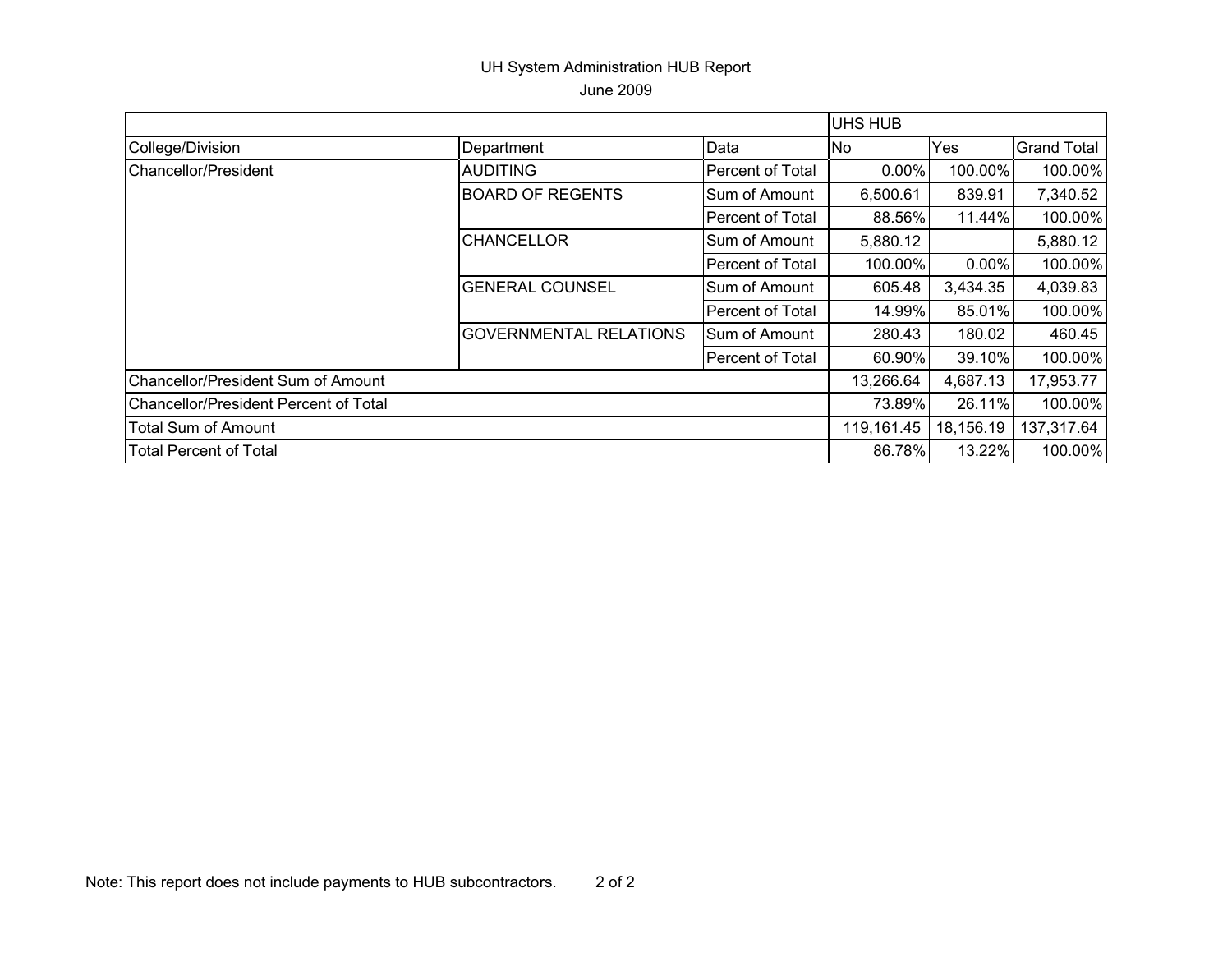UH System Administration HUB Report

June 2009

| | | | UHS HUB | | |
|---|---|---|---|---|---|
| College/Division | Department | Data | No | Yes | Grand Total |
| Chancellor/President | AUDITING | Percent of Total | 0.00% | 100.00% | 100.00% |
| | BOARD OF REGENTS | Sum of Amount | 6,500.61 | 839.91 | 7,340.52 |
| | | Percent of Total | 88.56% | 11.44% | 100.00% |
| | CHANCELLOR | Sum of Amount | 5,880.12 | | 5,880.12 |
| | | Percent of Total | 100.00% | 0.00% | 100.00% |
| | GENERAL COUNSEL | Sum of Amount | 605.48 | 3,434.35 | 4,039.83 |
| | | Percent of Total | 14.99% | 85.01% | 100.00% |
| | GOVERNMENTAL RELATIONS | Sum of Amount | 280.43 | 180.02 | 460.45 |
| | | Percent of Total | 60.90% | 39.10% | 100.00% |
| Chancellor/President Sum of Amount | | | 13,266.64 | 4,687.13 | 17,953.77 |
| Chancellor/President Percent of Total | | | 73.89% | 26.11% | 100.00% |
| Total Sum of Amount | | | 119,161.45 | 18,156.19 | 137,317.64 |
| Total Percent of Total | | | 86.78% | 13.22% | 100.00% |

Note: This report does not include payments to HUB subcontractors.